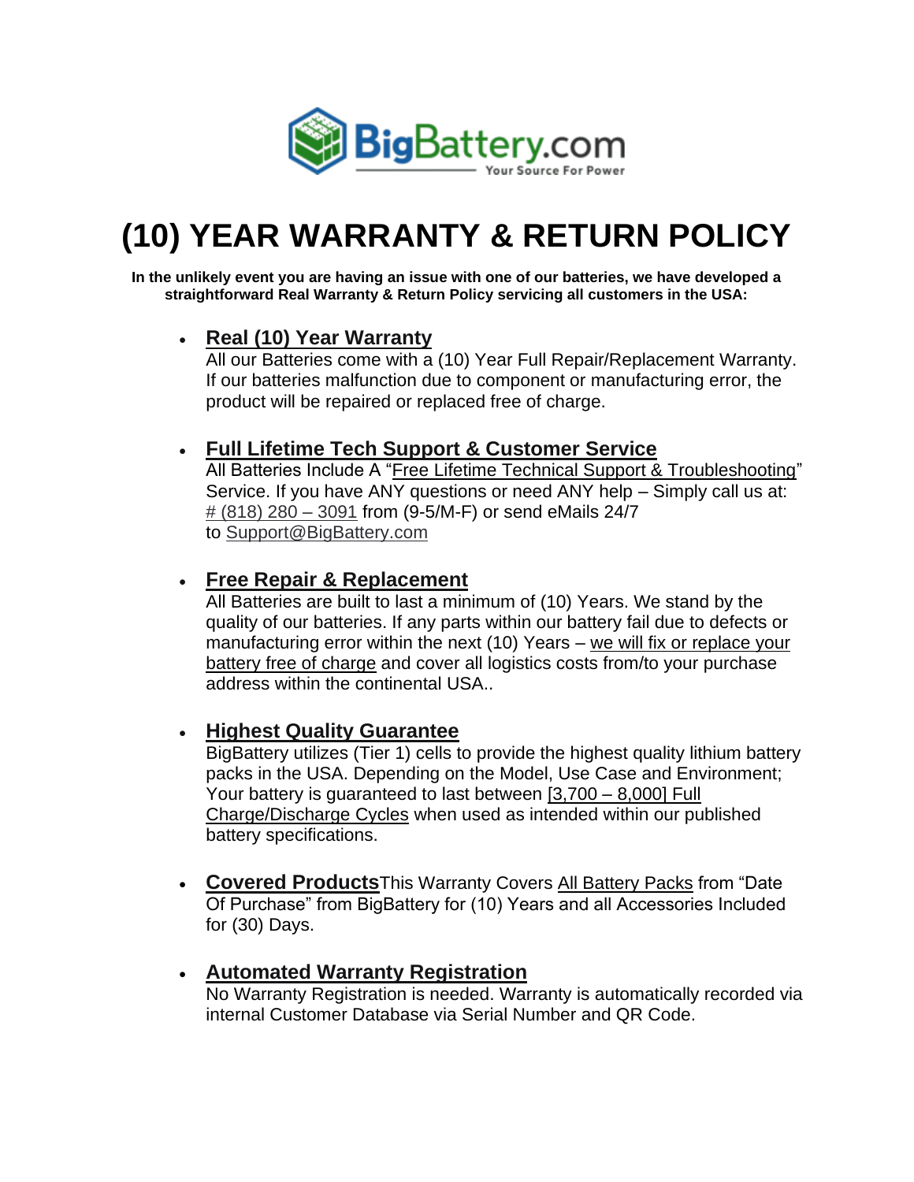BigBattery.com
Your Source For Power

# (10) YEAR WARRANTY & RETURN POLICY

**In the unlikely event you are having an issue with one of our batteries, we have developed a straightforward Real Warranty & Return Policy servicing all customers in the USA:**

- **Real (10) Year Warranty**
  All our Batteries come with a (10) Year Full Repair/Replacement Warranty. If our batteries malfunction due to component or manufacturing error, the product will be repaired or replaced free of charge.

- **Full Lifetime Tech Support & Customer Service**
  All Batteries Include A "Free Lifetime Technical Support & Troubleshooting" Service. If you have ANY questions or need ANY help – Simply call us at: # (818) 280 – 3091 from (9-5/M-F) or send eMails 24/7 to Support@BigBattery.com

- **Free Repair & Replacement**
  All Batteries are built to last a minimum of (10) Years. We stand by the quality of our batteries. If any parts within our battery fail due to defects or manufacturing error within the next (10) Years – we will fix or replace your battery free of charge and cover all logistics costs from/to your purchase address within the continental USA..

- **Highest Quality Guarantee**
  BigBattery utilizes (Tier 1) cells to provide the highest quality lithium battery packs in the USA. Depending on the Model, Use Case and Environment; Your battery is guaranteed to last between [3,700 – 8,000] Full Charge/Discharge Cycles when used as intended within our published battery specifications.

- **Covered Products**This Warranty Covers All Battery Packs from "Date Of Purchase" from BigBattery for (10) Years and all Accessories Included for (30) Days.

- **Automated Warranty Registration**
  No Warranty Registration is needed. Warranty is automatically recorded via internal Customer Database via Serial Number and QR Code.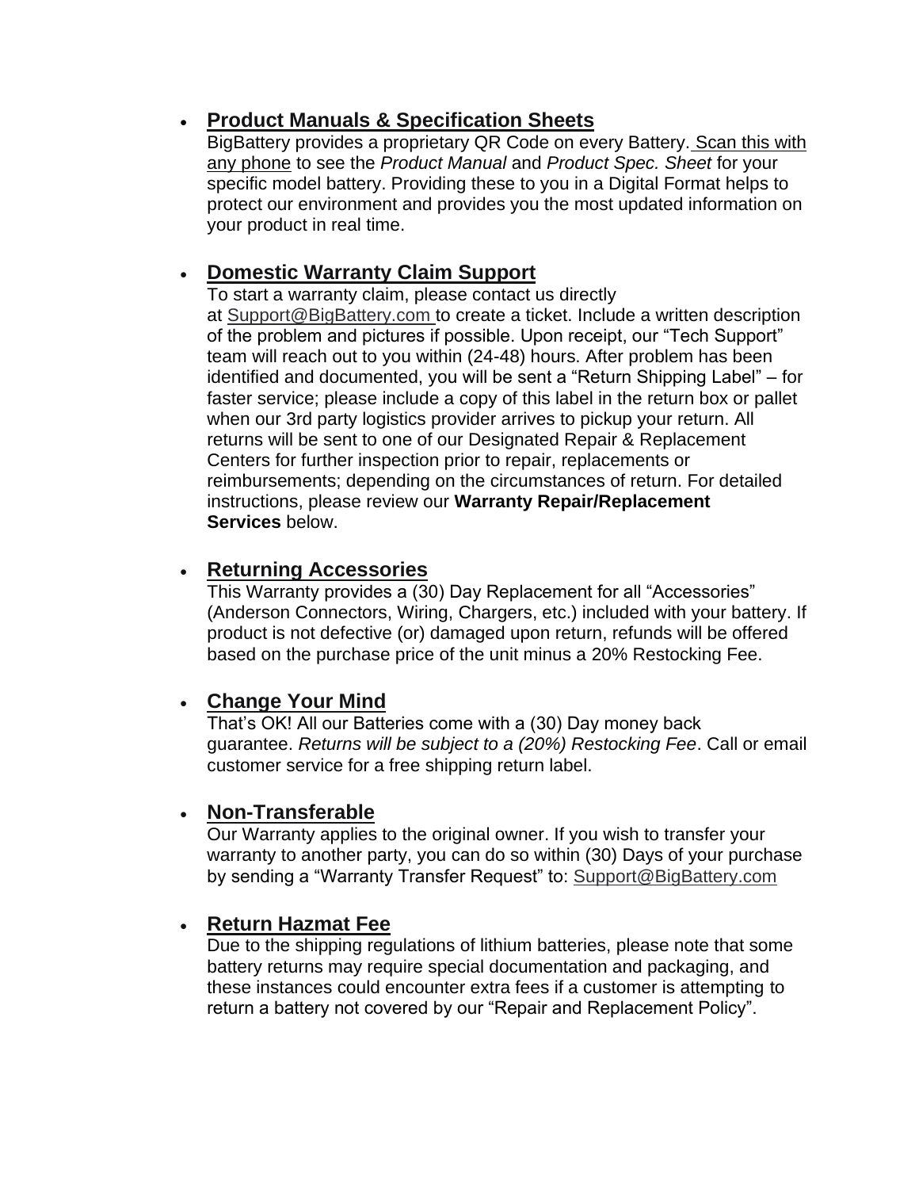- **Product Manuals & Specification Sheets**
  BigBattery provides a proprietary QR Code on every Battery. Scan this with any phone to see the *Product Manual* and *Product Spec. Sheet* for your specific model battery. Providing these to you in a Digital Format helps to protect our environment and provides you the most updated information on your product in real time.

- **Domestic Warranty Claim Support**
  To start a warranty claim, please contact us directly at Support@BigBattery.com to create a ticket. Include a written description of the problem and pictures if possible. Upon receipt, our "Tech Support" team will reach out to you within (24-48) hours. After problem has been identified and documented, you will be sent a "Return Shipping Label" – for faster service; please include a copy of this label in the return box or pallet when our 3rd party logistics provider arrives to pickup your return. All returns will be sent to one of our Designated Repair & Replacement Centers for further inspection prior to repair, replacements or reimbursements; depending on the circumstances of return. For detailed instructions, please review our **Warranty Repair/Replacement Services** below.

- **Returning Accessories**
  This Warranty provides a (30) Day Replacement for all "Accessories" (Anderson Connectors, Wiring, Chargers, etc.) included with your battery. If product is not defective (or) damaged upon return, refunds will be offered based on the purchase price of the unit minus a 20% Restocking Fee.

- **Change Your Mind**
  That's OK! All our Batteries come with a (30) Day money back guarantee. *Returns will be subject to a (20%) Restocking Fee*. Call or email customer service for a free shipping return label.

- **Non-Transferable**
  Our Warranty applies to the original owner. If you wish to transfer your warranty to another party, you can do so within (30) Days of your purchase by sending a "Warranty Transfer Request" to: Support@BigBattery.com

- **Return Hazmat Fee**
  Due to the shipping regulations of lithium batteries, please note that some battery returns may require special documentation and packaging, and these instances could encounter extra fees if a customer is attempting to return a battery not covered by our "Repair and Replacement Policy".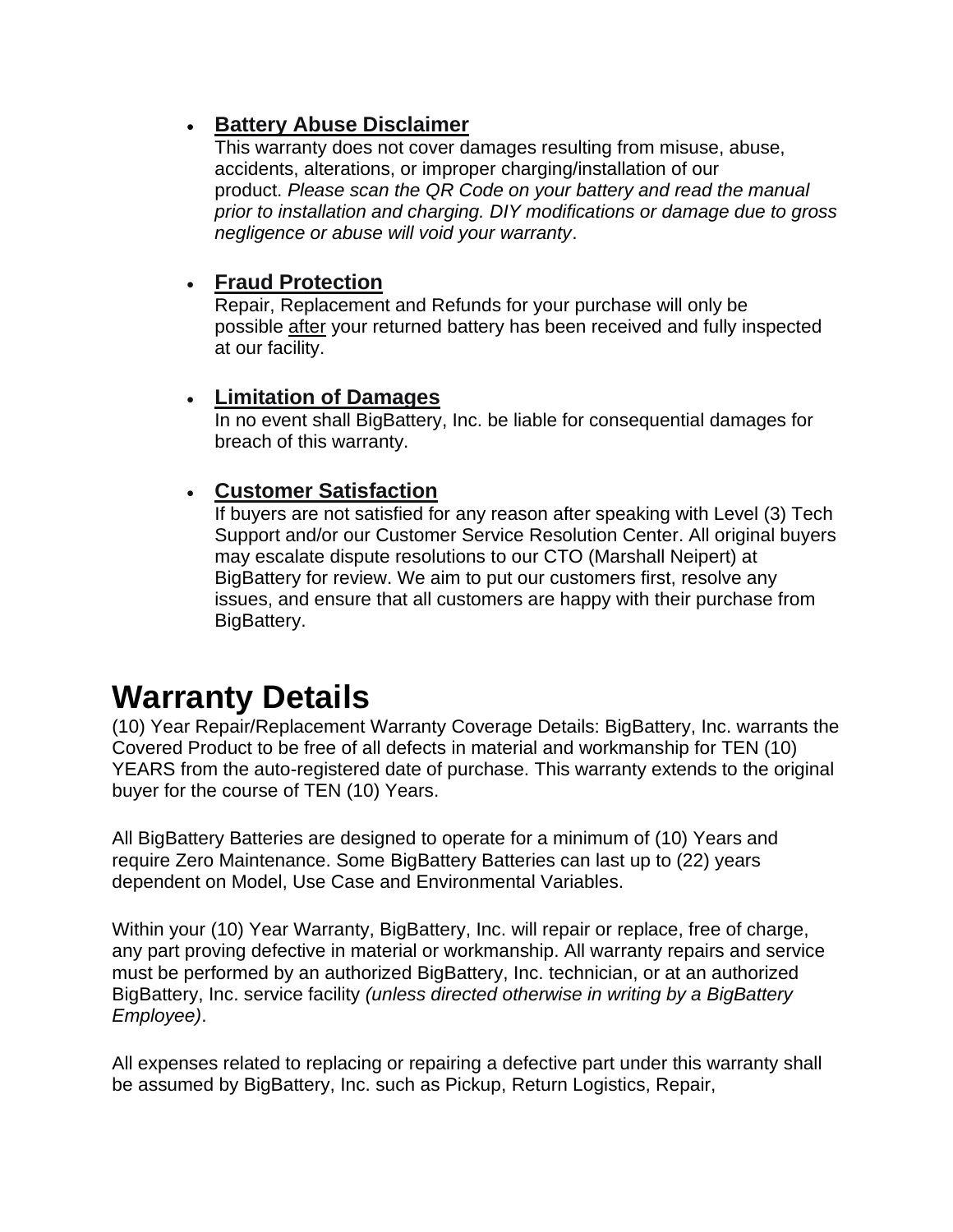- **Battery Abuse Disclaimer**
  This warranty does not cover damages resulting from misuse, abuse, accidents, alterations, or improper charging/installation of our product. *Please scan the QR Code on your battery and read the manual prior to installation and charging. DIY modifications or damage due to gross negligence or abuse will void your warranty*.

- **Fraud Protection**
  Repair, Replacement and Refunds for your purchase will only be possible after your returned battery has been received and fully inspected at our facility.

- **Limitation of Damages**
  In no event shall BigBattery, Inc. be liable for consequential damages for breach of this warranty.

- **Customer Satisfaction**
  If buyers are not satisfied for any reason after speaking with Level (3) Tech Support and/or our Customer Service Resolution Center. All original buyers may escalate dispute resolutions to our CTO (Marshall Neipert) at BigBattery for review. We aim to put our customers first, resolve any issues, and ensure that all customers are happy with their purchase from BigBattery.

# Warranty Details

(10) Year Repair/Replacement Warranty Coverage Details: BigBattery, Inc. warrants the Covered Product to be free of all defects in material and workmanship for TEN (10) YEARS from the auto-registered date of purchase. This warranty extends to the original buyer for the course of TEN (10) Years.

All BigBattery Batteries are designed to operate for a minimum of (10) Years and require Zero Maintenance. Some BigBattery Batteries can last up to (22) years dependent on Model, Use Case and Environmental Variables.

Within your (10) Year Warranty, BigBattery, Inc. will repair or replace, free of charge, any part proving defective in material or workmanship. All warranty repairs and service must be performed by an authorized BigBattery, Inc. technician, or at an authorized BigBattery, Inc. service facility *(unless directed otherwise in writing by a BigBattery Employee)*.

All expenses related to replacing or repairing a defective part under this warranty shall be assumed by BigBattery, Inc. such as Pickup, Return Logistics, Repair,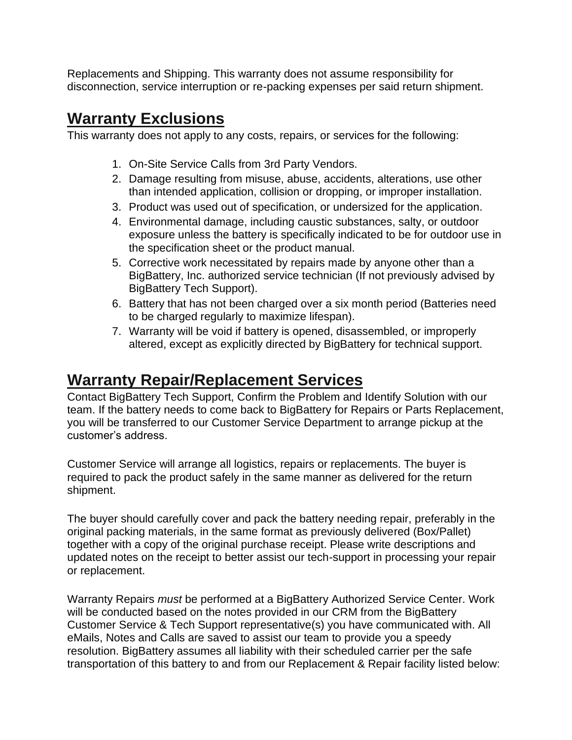Replacements and Shipping. This warranty does not assume responsibility for disconnection, service interruption or re-packing expenses per said return shipment.

## Warranty Exclusions

This warranty does not apply to any costs, repairs, or services for the following:

1. On-Site Service Calls from 3rd Party Vendors.
2. Damage resulting from misuse, abuse, accidents, alterations, use other than intended application, collision or dropping, or improper installation.
3. Product was used out of specification, or undersized for the application.
4. Environmental damage, including caustic substances, salty, or outdoor exposure unless the battery is specifically indicated to be for outdoor use in the specification sheet or the product manual.
5. Corrective work necessitated by repairs made by anyone other than a BigBattery, Inc. authorized service technician (If not previously advised by BigBattery Tech Support).
6. Battery that has not been charged over a six month period (Batteries need to be charged regularly to maximize lifespan).
7. Warranty will be void if battery is opened, disassembled, or improperly altered, except as explicitly directed by BigBattery for technical support.

## Warranty Repair/Replacement Services

Contact BigBattery Tech Support, Confirm the Problem and Identify Solution with our team. If the battery needs to come back to BigBattery for Repairs or Parts Replacement, you will be transferred to our Customer Service Department to arrange pickup at the customer's address.

Customer Service will arrange all logistics, repairs or replacements. The buyer is required to pack the product safely in the same manner as delivered for the return shipment.

The buyer should carefully cover and pack the battery needing repair, preferably in the original packing materials, in the same format as previously delivered (Box/Pallet) together with a copy of the original purchase receipt. Please write descriptions and updated notes on the receipt to better assist our tech-support in processing your repair or replacement.

Warranty Repairs *must* be performed at a BigBattery Authorized Service Center. Work will be conducted based on the notes provided in our CRM from the BigBattery Customer Service & Tech Support representative(s) you have communicated with. All eMails, Notes and Calls are saved to assist our team to provide you a speedy resolution. BigBattery assumes all liability with their scheduled carrier per the safe transportation of this battery to and from our Replacement & Repair facility listed below: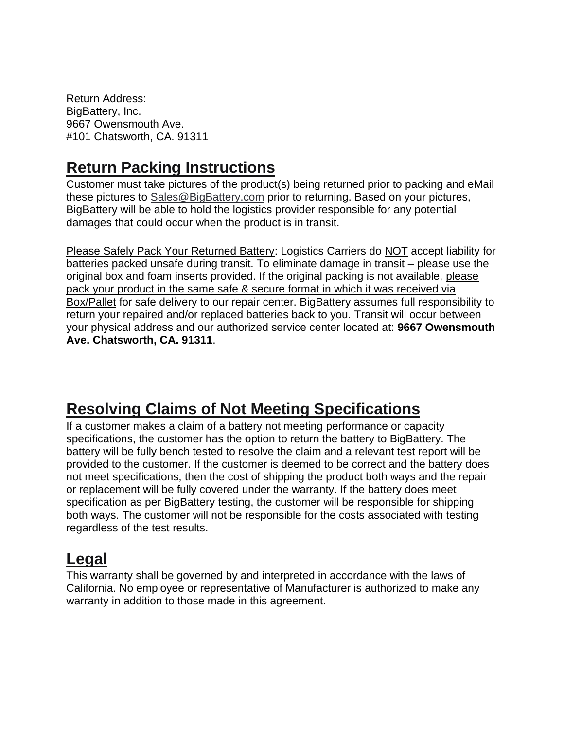Return Address:
BigBattery, Inc.
9667 Owensmouth Ave.
#101 Chatsworth, CA. 91311

## Return Packing Instructions

Customer must take pictures of the product(s) being returned prior to packing and eMail these pictures to Sales@BigBattery.com prior to returning. Based on your pictures, BigBattery will be able to hold the logistics provider responsible for any potential damages that could occur when the product is in transit.

Please Safely Pack Your Returned Battery: Logistics Carriers do NOT accept liability for batteries packed unsafe during transit. To eliminate damage in transit – please use the original box and foam inserts provided. If the original packing is not available, please pack your product in the same safe & secure format in which it was received via Box/Pallet for safe delivery to our repair center. BigBattery assumes full responsibility to return your repaired and/or replaced batteries back to you. Transit will occur between your physical address and our authorized service center located at: **9667 Owensmouth Ave. Chatsworth, CA. 91311**.

## Resolving Claims of Not Meeting Specifications

If a customer makes a claim of a battery not meeting performance or capacity specifications, the customer has the option to return the battery to BigBattery. The battery will be fully bench tested to resolve the claim and a relevant test report will be provided to the customer. If the customer is deemed to be correct and the battery does not meet specifications, then the cost of shipping the product both ways and the repair or replacement will be fully covered under the warranty. If the battery does meet specification as per BigBattery testing, the customer will be responsible for shipping both ways. The customer will not be responsible for the costs associated with testing regardless of the test results.

## Legal

This warranty shall be governed by and interpreted in accordance with the laws of California. No employee or representative of Manufacturer is authorized to make any warranty in addition to those made in this agreement.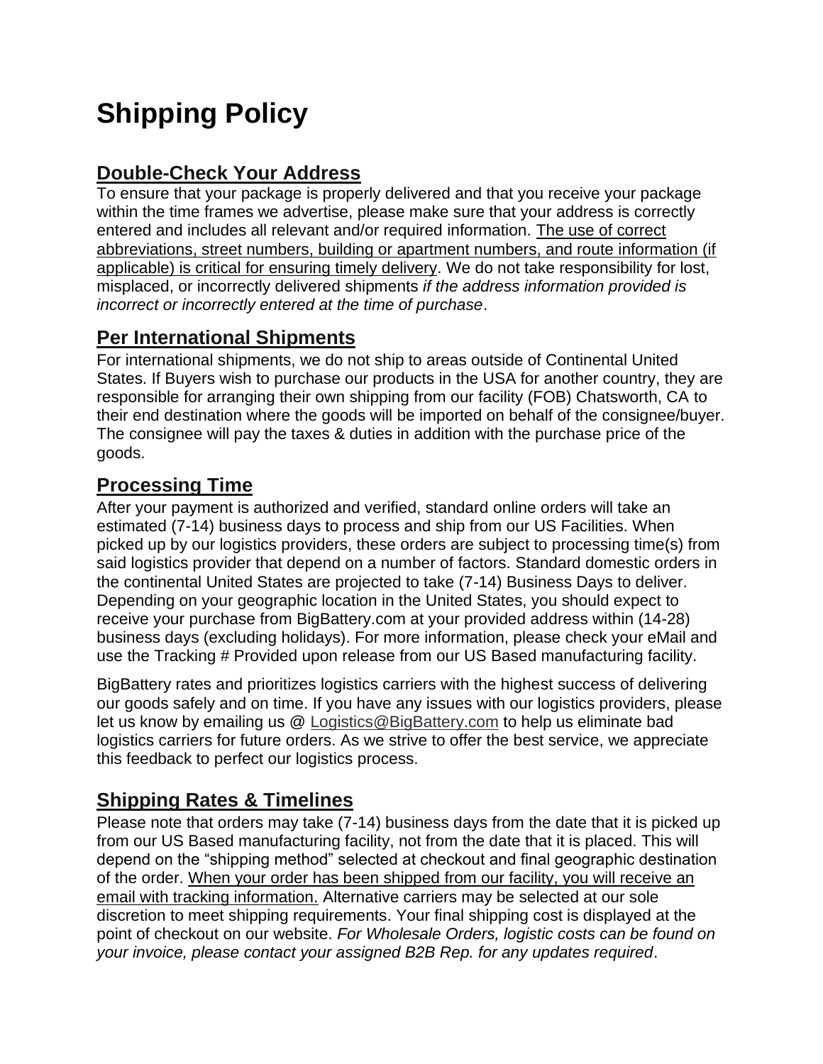# Shipping Policy

## Double-Check Your Address

To ensure that your package is properly delivered and that you receive your package within the time frames we advertise, please make sure that your address is correctly entered and includes all relevant and/or required information. The use of correct abbreviations, street numbers, building or apartment numbers, and route information (if applicable) is critical for ensuring timely delivery. We do not take responsibility for lost, misplaced, or incorrectly delivered shipments *if the address information provided is incorrect or incorrectly entered at the time of purchase*.

## Per International Shipments

For international shipments, we do not ship to areas outside of Continental United States. If Buyers wish to purchase our products in the USA for another country, they are responsible for arranging their own shipping from our facility (FOB) Chatsworth, CA to their end destination where the goods will be imported on behalf of the consignee/buyer. The consignee will pay the taxes & duties in addition with the purchase price of the goods.

## Processing Time

After your payment is authorized and verified, standard online orders will take an estimated (7-14) business days to process and ship from our US Facilities. When picked up by our logistics providers, these orders are subject to processing time(s) from said logistics provider that depend on a number of factors. Standard domestic orders in the continental United States are projected to take (7-14) Business Days to deliver. Depending on your geographic location in the United States, you should expect to receive your purchase from BigBattery.com at your provided address within (14-28) business days (excluding holidays). For more information, please check your eMail and use the Tracking # Provided upon release from our US Based manufacturing facility.

BigBattery rates and prioritizes logistics carriers with the highest success of delivering our goods safely and on time. If you have any issues with our logistics providers, please let us know by emailing us @ Logistics@BigBattery.com to help us eliminate bad logistics carriers for future orders. As we strive to offer the best service, we appreciate this feedback to perfect our logistics process.

## Shipping Rates & Timelines

Please note that orders may take (7-14) business days from the date that it is picked up from our US Based manufacturing facility, not from the date that it is placed. This will depend on the "shipping method" selected at checkout and final geographic destination of the order. When your order has been shipped from our facility, you will receive an email with tracking information. Alternative carriers may be selected at our sole discretion to meet shipping requirements. Your final shipping cost is displayed at the point of checkout on our website. *For Wholesale Orders, logistic costs can be found on your invoice, please contact your assigned B2B Rep. for any updates required*.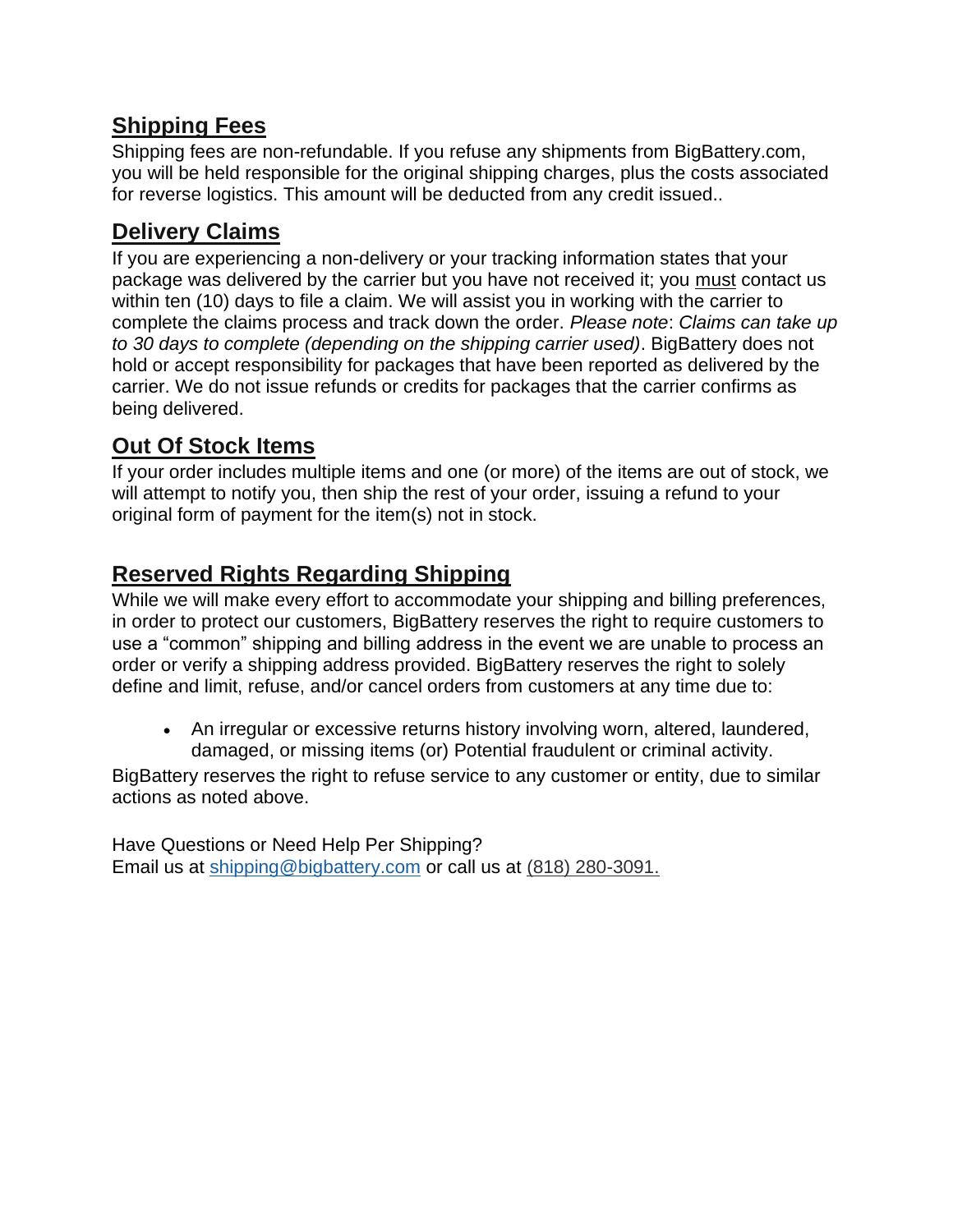## Shipping Fees

Shipping fees are non-refundable. If you refuse any shipments from BigBattery.com, you will be held responsible for the original shipping charges, plus the costs associated for reverse logistics. This amount will be deducted from any credit issued..

## Delivery Claims

If you are experiencing a non-delivery or your tracking information states that your package was delivered by the carrier but you have not received it; you must contact us within ten (10) days to file a claim. We will assist you in working with the carrier to complete the claims process and track down the order. *Please note*: *Claims can take up to 30 days to complete (depending on the shipping carrier used)*. BigBattery does not hold or accept responsibility for packages that have been reported as delivered by the carrier. We do not issue refunds or credits for packages that the carrier confirms as being delivered.

## Out Of Stock Items

If your order includes multiple items and one (or more) of the items are out of stock, we will attempt to notify you, then ship the rest of your order, issuing a refund to your original form of payment for the item(s) not in stock.

## Reserved Rights Regarding Shipping

While we will make every effort to accommodate your shipping and billing preferences, in order to protect our customers, BigBattery reserves the right to require customers to use a "common" shipping and billing address in the event we are unable to process an order or verify a shipping address provided. BigBattery reserves the right to solely define and limit, refuse, and/or cancel orders from customers at any time due to:

- An irregular or excessive returns history involving worn, altered, laundered, damaged, or missing items (or) Potential fraudulent or criminal activity.

BigBattery reserves the right to refuse service to any customer or entity, due to similar actions as noted above.

Have Questions or Need Help Per Shipping?
Email us at shipping@bigbattery.com or call us at (818) 280-3091.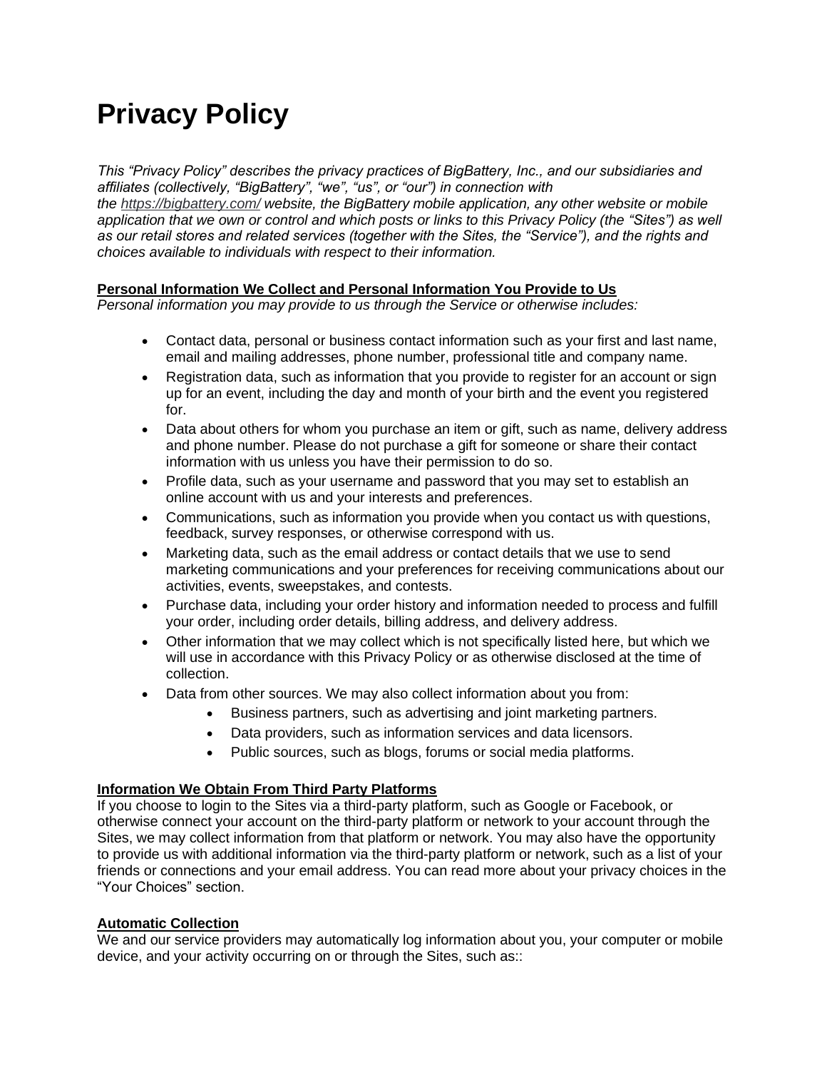# Privacy Policy

*This "Privacy Policy" describes the privacy practices of BigBattery, Inc., and our subsidiaries and affiliates (collectively, "BigBattery", "we", "us", or "our") in connection with the [https://bigbattery.com/](https://bigbattery.com/) website, the BigBattery mobile application, any other website or mobile application that we own or control and which posts or links to this Privacy Policy (the "Sites") as well as our retail stores and related services (together with the Sites, the "Service"), and the rights and choices available to individuals with respect to their information.*

**Personal Information We Collect and Personal Information You Provide to Us**

*Personal information you may provide to us through the Service or otherwise includes:*

- Contact data, personal or business contact information such as your first and last name, email and mailing addresses, phone number, professional title and company name.
- Registration data, such as information that you provide to register for an account or sign up for an event, including the day and month of your birth and the event you registered for.
- Data about others for whom you purchase an item or gift, such as name, delivery address and phone number. Please do not purchase a gift for someone or share their contact information with us unless you have their permission to do so.
- Profile data, such as your username and password that you may set to establish an online account with us and your interests and preferences.
- Communications, such as information you provide when you contact us with questions, feedback, survey responses, or otherwise correspond with us.
- Marketing data, such as the email address or contact details that we use to send marketing communications and your preferences for receiving communications about our activities, events, sweepstakes, and contests.
- Purchase data, including your order history and information needed to process and fulfill your order, including order details, billing address, and delivery address.
- Other information that we may collect which is not specifically listed here, but which we will use in accordance with this Privacy Policy or as otherwise disclosed at the time of collection.
- Data from other sources. We may also collect information about you from:
  - Business partners, such as advertising and joint marketing partners.
  - Data providers, such as information services and data licensors.
  - Public sources, such as blogs, forums or social media platforms.

**Information We Obtain From Third Party Platforms**

If you choose to login to the Sites via a third-party platform, such as Google or Facebook, or otherwise connect your account on the third-party platform or network to your account through the Sites, we may collect information from that platform or network. You may also have the opportunity to provide us with additional information via the third-party platform or network, such as a list of your friends or connections and your email address. You can read more about your privacy choices in the "Your Choices" section.

**Automatic Collection**

We and our service providers may automatically log information about you, your computer or mobile device, and your activity occurring on or through the Sites, such as::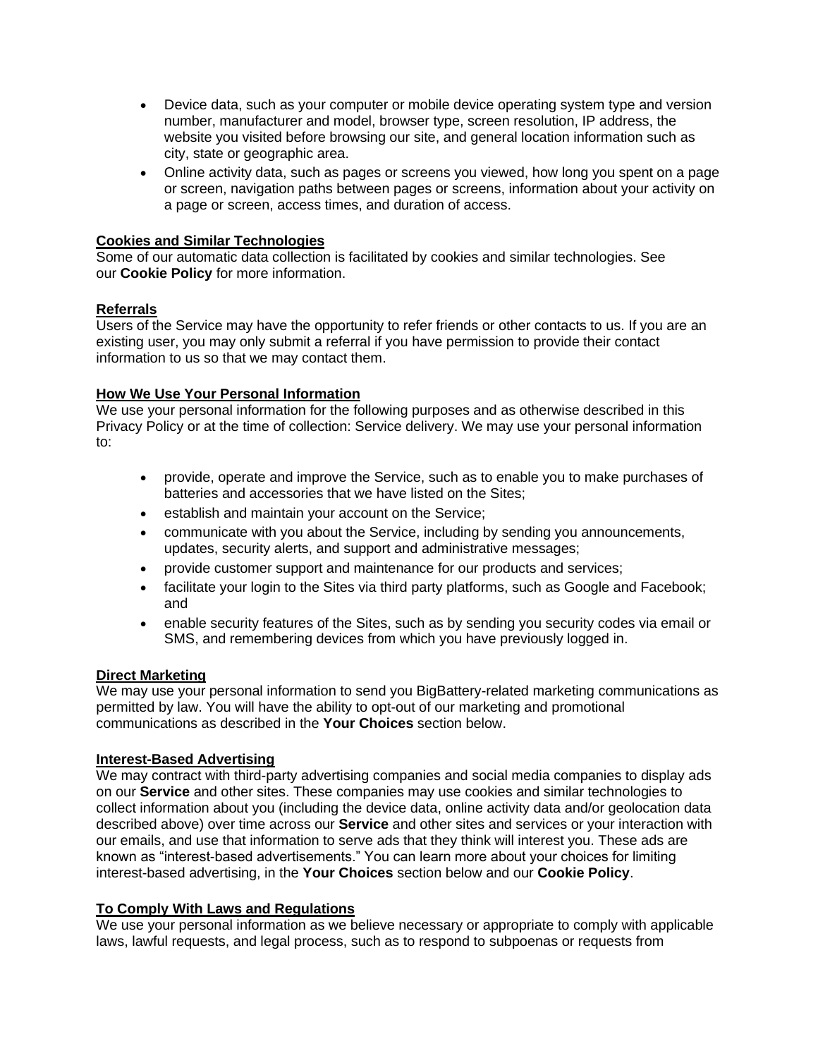- Device data, such as your computer or mobile device operating system type and version number, manufacturer and model, browser type, screen resolution, IP address, the website you visited before browsing our site, and general location information such as city, state or geographic area.
- Online activity data, such as pages or screens you viewed, how long you spent on a page or screen, navigation paths between pages or screens, information about your activity on a page or screen, access times, and duration of access.

**Cookies and Similar Technologies**
Some of our automatic data collection is facilitated by cookies and similar technologies. See our **Cookie Policy** for more information.

**Referrals**
Users of the Service may have the opportunity to refer friends or other contacts to us. If you are an existing user, you may only submit a referral if you have permission to provide their contact information to us so that we may contact them.

**How We Use Your Personal Information**
We use your personal information for the following purposes and as otherwise described in this Privacy Policy or at the time of collection: Service delivery. We may use your personal information to:

- provide, operate and improve the Service, such as to enable you to make purchases of batteries and accessories that we have listed on the Sites;
- establish and maintain your account on the Service;
- communicate with you about the Service, including by sending you announcements, updates, security alerts, and support and administrative messages;
- provide customer support and maintenance for our products and services;
- facilitate your login to the Sites via third party platforms, such as Google and Facebook; and
- enable security features of the Sites, such as by sending you security codes via email or SMS, and remembering devices from which you have previously logged in.

**Direct Marketing**
We may use your personal information to send you BigBattery-related marketing communications as permitted by law. You will have the ability to opt-out of our marketing and promotional communications as described in the **Your Choices** section below.

**Interest-Based Advertising**
We may contract with third-party advertising companies and social media companies to display ads on our **Service** and other sites. These companies may use cookies and similar technologies to collect information about you (including the device data, online activity data and/or geolocation data described above) over time across our **Service** and other sites and services or your interaction with our emails, and use that information to serve ads that they think will interest you. These ads are known as "interest-based advertisements." You can learn more about your choices for limiting interest-based advertising, in the **Your Choices** section below and our **Cookie Policy**.

**To Comply With Laws and Regulations**
We use your personal information as we believe necessary or appropriate to comply with applicable laws, lawful requests, and legal process, such as to respond to subpoenas or requests from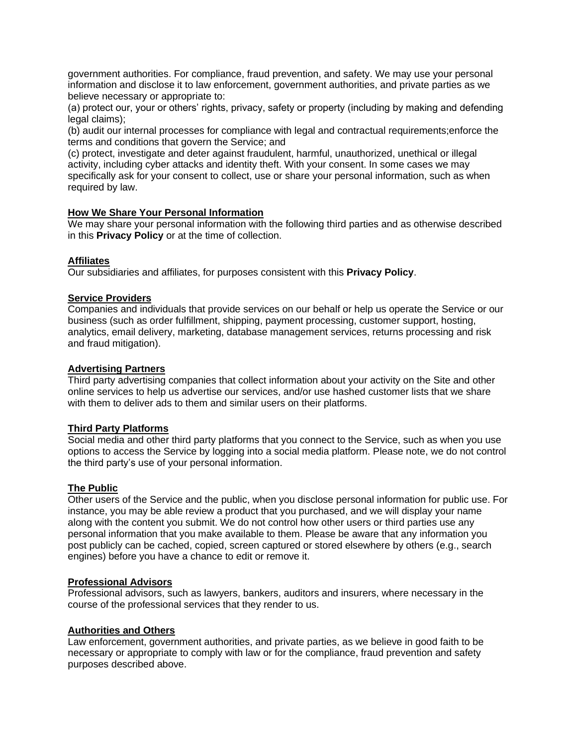government authorities. For compliance, fraud prevention, and safety. We may use your personal information and disclose it to law enforcement, government authorities, and private parties as we believe necessary or appropriate to:

(a) protect our, your or others' rights, privacy, safety or property (including by making and defending legal claims);

(b) audit our internal processes for compliance with legal and contractual requirements;enforce the terms and conditions that govern the Service; and

(c) protect, investigate and deter against fraudulent, harmful, unauthorized, unethical or illegal activity, including cyber attacks and identity theft. With your consent. In some cases we may specifically ask for your consent to collect, use or share your personal information, such as when required by law.

## How We Share Your Personal Information

We may share your personal information with the following third parties and as otherwise described in this **Privacy Policy** or at the time of collection.

### Affiliates

Our subsidiaries and affiliates, for purposes consistent with this **Privacy Policy**.

### Service Providers

Companies and individuals that provide services on our behalf or help us operate the Service or our business (such as order fulfillment, shipping, payment processing, customer support, hosting, analytics, email delivery, marketing, database management services, returns processing and risk and fraud mitigation).

### Advertising Partners

Third party advertising companies that collect information about your activity on the Site and other online services to help us advertise our services, and/or use hashed customer lists that we share with them to deliver ads to them and similar users on their platforms.

### Third Party Platforms

Social media and other third party platforms that you connect to the Service, such as when you use options to access the Service by logging into a social media platform. Please note, we do not control the third party's use of your personal information.

### The Public

Other users of the Service and the public, when you disclose personal information for public use. For instance, you may be able review a product that you purchased, and we will display your name along with the content you submit. We do not control how other users or third parties use any personal information that you make available to them. Please be aware that any information you post publicly can be cached, copied, screen captured or stored elsewhere by others (e.g., search engines) before you have a chance to edit or remove it.

### Professional Advisors

Professional advisors, such as lawyers, bankers, auditors and insurers, where necessary in the course of the professional services that they render to us.

### Authorities and Others

Law enforcement, government authorities, and private parties, as we believe in good faith to be necessary or appropriate to comply with law or for the compliance, fraud prevention and safety purposes described above.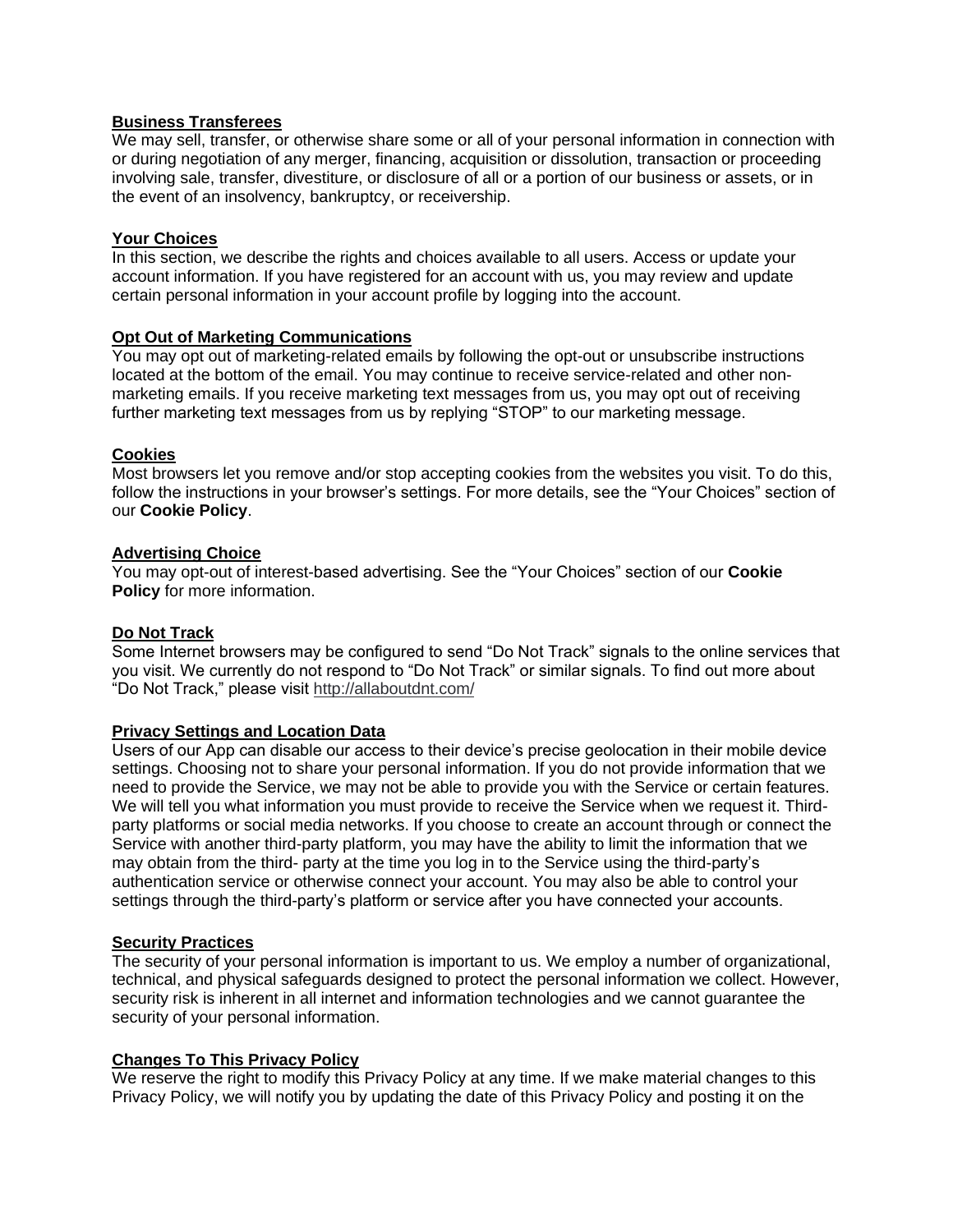**Business Transferees**

We may sell, transfer, or otherwise share some or all of your personal information in connection with or during negotiation of any merger, financing, acquisition or dissolution, transaction or proceeding involving sale, transfer, divestiture, or disclosure of all or a portion of our business or assets, or in the event of an insolvency, bankruptcy, or receivership.

**Your Choices**

In this section, we describe the rights and choices available to all users. Access or update your account information. If you have registered for an account with us, you may review and update certain personal information in your account profile by logging into the account.

**Opt Out of Marketing Communications**

You may opt out of marketing-related emails by following the opt-out or unsubscribe instructions located at the bottom of the email. You may continue to receive service-related and other non-marketing emails. If you receive marketing text messages from us, you may opt out of receiving further marketing text messages from us by replying "STOP" to our marketing message.

**Cookies**

Most browsers let you remove and/or stop accepting cookies from the websites you visit. To do this, follow the instructions in your browser's settings. For more details, see the "Your Choices" section of our **Cookie Policy**.

**Advertising Choice**

You may opt-out of interest-based advertising. See the "Your Choices" section of our **Cookie Policy** for more information.

**Do Not Track**

Some Internet browsers may be configured to send "Do Not Track" signals to the online services that you visit. We currently do not respond to "Do Not Track" or similar signals. To find out more about "Do Not Track," please visit http://allaboutdnt.com/

**Privacy Settings and Location Data**

Users of our App can disable our access to their device's precise geolocation in their mobile device settings. Choosing not to share your personal information. If you do not provide information that we need to provide the Service, we may not be able to provide you with the Service or certain features. We will tell you what information you must provide to receive the Service when we request it. Third-party platforms or social media networks. If you choose to create an account through or connect the Service with another third-party platform, you may have the ability to limit the information that we may obtain from the third- party at the time you log in to the Service using the third-party's authentication service or otherwise connect your account. You may also be able to control your settings through the third-party's platform or service after you have connected your accounts.

**Security Practices**

The security of your personal information is important to us. We employ a number of organizational, technical, and physical safeguards designed to protect the personal information we collect. However, security risk is inherent in all internet and information technologies and we cannot guarantee the security of your personal information.

**Changes To This Privacy Policy**

We reserve the right to modify this Privacy Policy at any time. If we make material changes to this Privacy Policy, we will notify you by updating the date of this Privacy Policy and posting it on the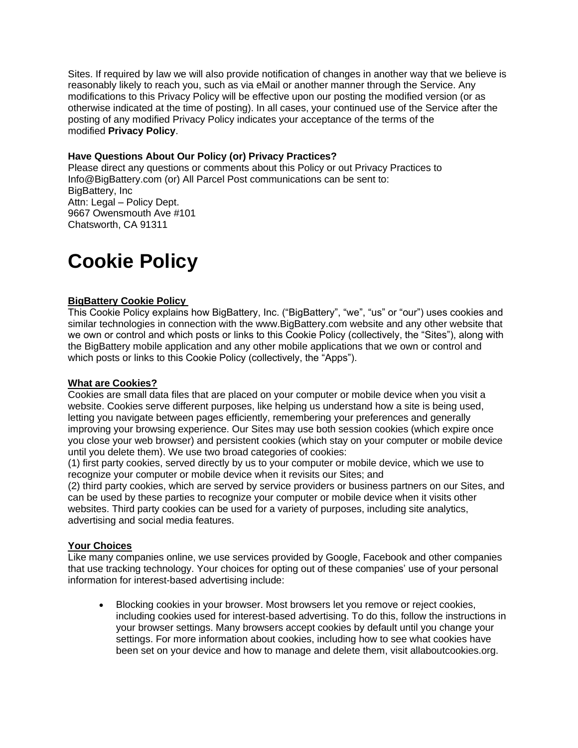Sites. If required by law we will also provide notification of changes in another way that we believe is reasonably likely to reach you, such as via eMail or another manner through the Service. Any modifications to this Privacy Policy will be effective upon our posting the modified version (or as otherwise indicated at the time of posting). In all cases, your continued use of the Service after the posting of any modified Privacy Policy indicates your acceptance of the terms of the modified **Privacy Policy**.

**Have Questions About Our Policy (or) Privacy Practices?**
Please direct any questions or comments about this Policy or out Privacy Practices to Info@BigBattery.com (or) All Parcel Post communications can be sent to:
BigBattery, Inc
Attn: Legal – Policy Dept.
9667 Owensmouth Ave #101
Chatsworth, CA 91311

# Cookie Policy

**BigBattery Cookie Policy**
This Cookie Policy explains how BigBattery, Inc. ("BigBattery", "we", "us" or "our") uses cookies and similar technologies in connection with the www.BigBattery.com website and any other website that we own or control and which posts or links to this Cookie Policy (collectively, the "Sites"), along with the BigBattery mobile application and any other mobile applications that we own or control and which posts or links to this Cookie Policy (collectively, the "Apps").

**What are Cookies?**
Cookies are small data files that are placed on your computer or mobile device when you visit a website. Cookies serve different purposes, like helping us understand how a site is being used, letting you navigate between pages efficiently, remembering your preferences and generally improving your browsing experience. Our Sites may use both session cookies (which expire once you close your web browser) and persistent cookies (which stay on your computer or mobile device until you delete them). We use two broad categories of cookies:
(1) first party cookies, served directly by us to your computer or mobile device, which we use to recognize your computer or mobile device when it revisits our Sites; and
(2) third party cookies, which are served by service providers or business partners on our Sites, and can be used by these parties to recognize your computer or mobile device when it visits other websites. Third party cookies can be used for a variety of purposes, including site analytics, advertising and social media features.

**Your Choices**
Like many companies online, we use services provided by Google, Facebook and other companies that use tracking technology. Your choices for opting out of these companies' use of your personal information for interest-based advertising include:

- Blocking cookies in your browser. Most browsers let you remove or reject cookies, including cookies used for interest-based advertising. To do this, follow the instructions in your browser settings. Many browsers accept cookies by default until you change your settings. For more information about cookies, including how to see what cookies have been set on your device and how to manage and delete them, visit allaboutcookies.org.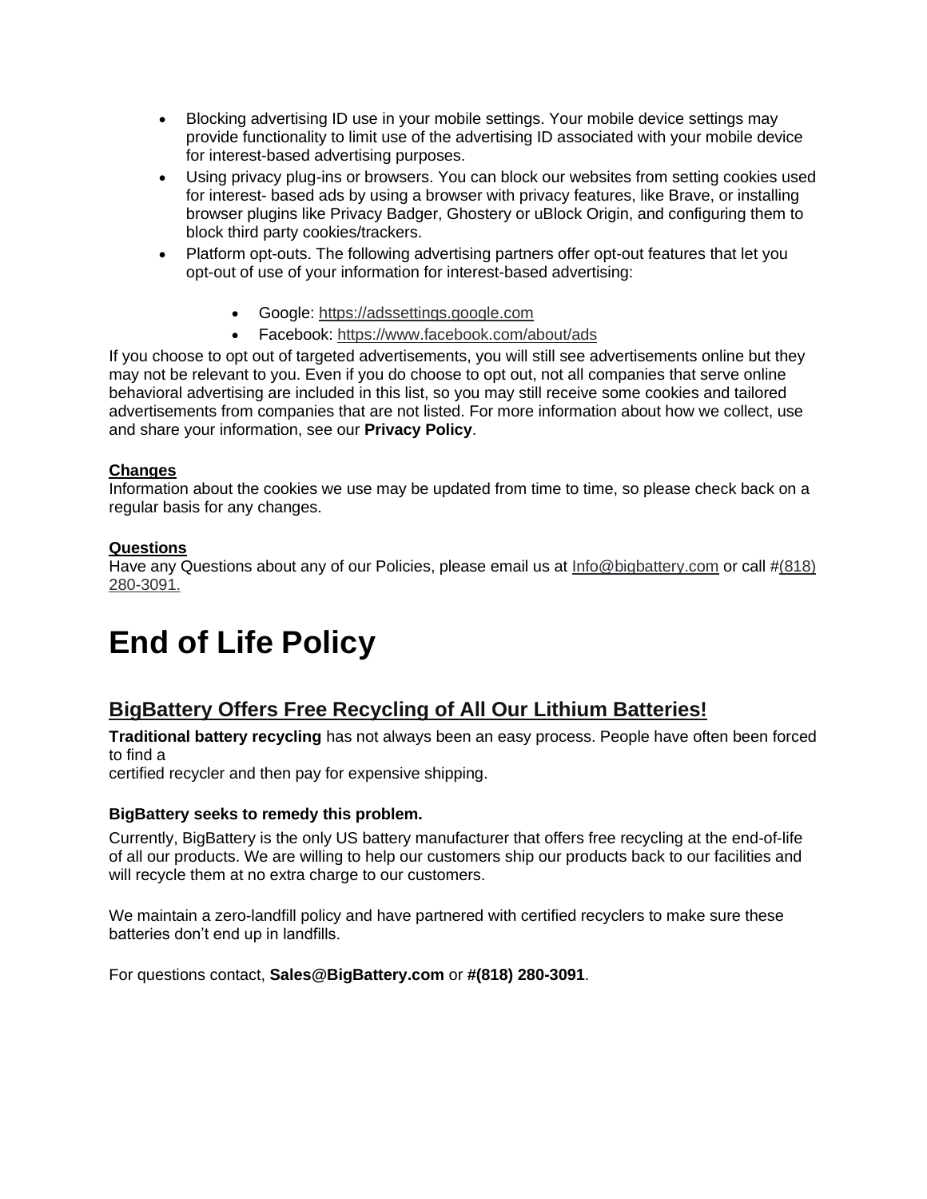- Blocking advertising ID use in your mobile settings. Your mobile device settings may provide functionality to limit use of the advertising ID associated with your mobile device for interest-based advertising purposes.
- Using privacy plug-ins or browsers. You can block our websites from setting cookies used for interest- based ads by using a browser with privacy features, like Brave, or installing browser plugins like Privacy Badger, Ghostery or uBlock Origin, and configuring them to block third party cookies/trackers.
- Platform opt-outs. The following advertising partners offer opt-out features that let you opt-out of use of your information for interest-based advertising:
    - Google: https://adssettings.google.com
    - Facebook: https://www.facebook.com/about/ads

If you choose to opt out of targeted advertisements, you will still see advertisements online but they may not be relevant to you. Even if you do choose to opt out, not all companies that serve online behavioral advertising are included in this list, so you may still receive some cookies and tailored advertisements from companies that are not listed. For more information about how we collect, use and share your information, see our **Privacy Policy**.

**Changes**

Information about the cookies we use may be updated from time to time, so please check back on a regular basis for any changes.

**Questions**

Have any Questions about any of our Policies, please email us at Info@bigbattery.com or call #(818) 280-3091.

# End of Life Policy

## BigBattery Offers Free Recycling of All Our Lithium Batteries!

**Traditional battery recycling** has not always been an easy process. People have often been forced to find a
certified recycler and then pay for expensive shipping.

**BigBattery seeks to remedy this problem.**

Currently, BigBattery is the only US battery manufacturer that offers free recycling at the end-of-life of all our products. We are willing to help our customers ship our products back to our facilities and will recycle them at no extra charge to our customers.

We maintain a zero-landfill policy and have partnered with certified recyclers to make sure these batteries don't end up in landfills.

For questions contact, **Sales@BigBattery.com** or **#(818) 280-3091**.